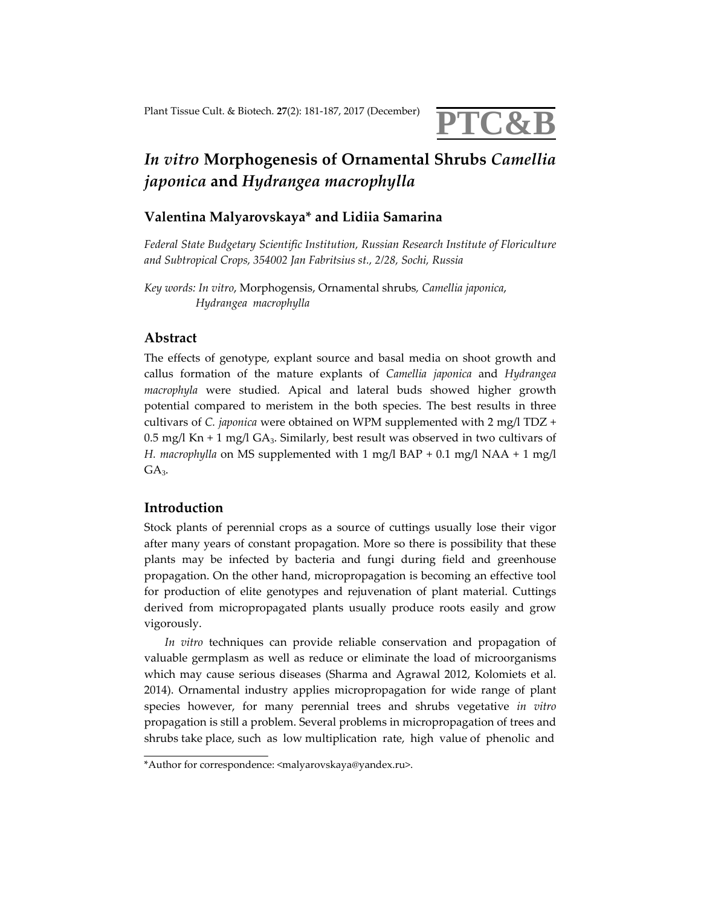# *In vitro* Morphogenesis of Ornamental Shrubs *Camellia japonica* and *Hydrangea macrophylla*

## Valentina Malyarovskaya* and Lidiia Samarina

*Federal State Budgetary Scientific Institution, Russian Research Institute of Floriculture and Subtropical Crops, 354002 Jan Fabritsius st., 2/28, Sochi, Russia*

*Key words: In vitro*, Morphogensis, Ornamental shrubs*, Camellia japonica*, *Hydrangea macrophylla*

## Abstract

The effects of genotype, explant source and basal media on shoot growth and callus formation of the mature explants of *Camellia japonica* and *Hydrangea macrophyla* were studied. Apical and lateral buds showed higher growth potential compared to meristem in the both species. The best results in three cultivars of *C. japonica* were obtained on WPM supplemented with 2 mg/l TDZ + 0.5 mg/l Kn + 1 mg/l $GA_3$. Similarly, best result was observed in two cultivars of *H. macrophylla* on MS supplemented with 1 mg/l BAP + 0.1 mg/l NAA + 1 mg/l $GA_3$.

## Introduction

Stock plants of perennial crops as a source of cuttings usually lose their vigor after many years of constant propagation. More so there is possibility that these plants may be infected by bacteria and fungi during field and greenhouse propagation. On the other hand, micropropagation is becoming an effective tool for production of elite genotypes and rejuvenation of plant material. Cuttings derived from micropropagated plants usually produce roots easily and grow vigorously.

*In vitro* techniques can provide reliable conservation and propagation of valuable germplasm as well as reduce or eliminate the load of microorganisms which may cause serious diseases (Sharma and Agrawal 2012, Kolomiets et al. 2014). Ornamental industry applies micropropagation for wide range of plant species however, for many perennial trees and shrubs vegetative *in vitro* propagation is still a problem. Several problems in micropropagation of trees and shrubs take place, such as low multiplication rate, high value of phenolic and

*Author for correspondence: <malyarovskaya@yandex.ru>.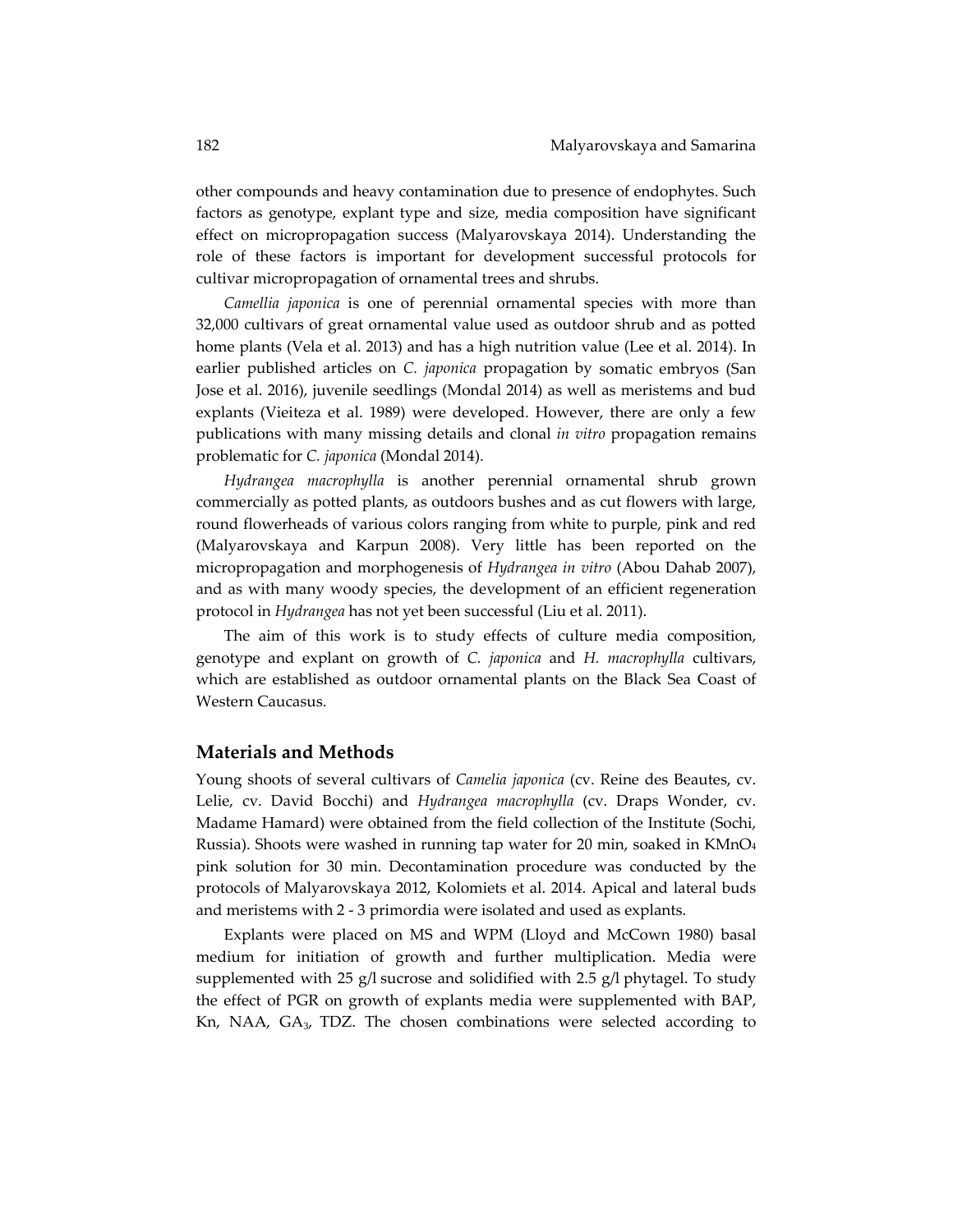other compounds and heavy contamination due to presence of endophytes. Such factors as genotype, explant type and size, media composition have significant effect on micropropagation success (Malyarovskaya 2014). Understanding the role of these factors is important for development successful protocols for cultivar micropropagation of ornamental trees and shrubs.

*Camellia japonica* is one of perennial ornamental species with more than 32,000 cultivars of great ornamental value used as outdoor shrub and as potted home plants (Vela et al. 2013) and has a high nutrition value (Lee et al. 2014). In earlier published articles on *C. japonica* propagation by somatic embryos (San Jose et al. 2016), juvenile seedlings (Mondal 2014) as well as meristems and bud explants (Vieiteza et al. 1989) were developed. However, there are only a few publications with many missing details and clonal *in vitro* propagation remains problematic for *C. japonica* (Mondal 2014).

*Hydrangea macrophylla* is another perennial ornamental shrub grown commercially as potted plants, as outdoors bushes and as cut flowers with large, round flowerheads of various colors ranging from white to purple, pink and red (Malyarovskaya and Karpun 2008). Very little has been reported on the micropropagation and morphogenesis of *Hydrangea in vitro* (Abou Dahab 2007), and as with many woody species, the development of an efficient regeneration protocol in *Hydrangea* has not yet been successful (Liu et al. 2011).

The aim of this work is to study effects of culture media composition, genotype and explant on growth of *C. japonica* and *H. macrophylla* cultivars, which are established as outdoor ornamental plants on the Black Sea Coast of Western Caucasus.

## Materials and Methods

Young shoots of several cultivars of *Camelia japonica* (cv. Reine des Beautes, cv. Lelie, cv. David Bocchi) and *Hydrangea macrophylla* (cv. Draps Wonder, cv. Madame Hamard) were obtained from the field collection of the Institute (Sochi, Russia). Shoots were washed in running tap water for 20 min, soaked in $KMnO_4$ pink solution for 30 min. Decontamination procedure was conducted by the protocols of Malyarovskaya 2012, Kolomiets et al. 2014. Apical and lateral buds and meristems with 2 - 3 primordia were isolated and used as explants.

Explants were placed on MS and WPM (Lloyd and McCown 1980) basal medium for initiation of growth and further multiplication. Media were supplemented with 25 g/l sucrose and solidified with 2.5 g/l phytagel. To study the effect of PGR on growth of explants media were supplemented with BAP, Kn, NAA, $GA_3$, TDZ. The chosen combinations were selected according to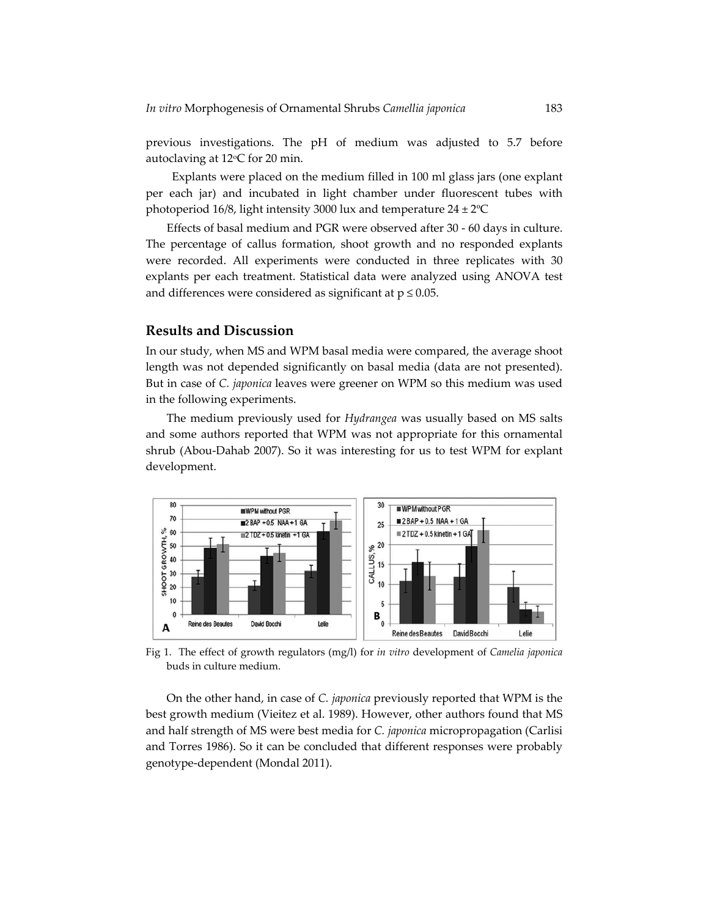previous investigations. The pH of medium was adjusted to 5.7 before autoclaving at 12°C for 20 min.

Explants were placed on the medium filled in 100 ml glass jars (one explant per each jar) and incubated in light chamber under fluorescent tubes with photoperiod 16/8, light intensity 3000 lux and temperature 24 ± 2°C

Effects of basal medium and PGR were observed after 30 - 60 days in culture. The percentage of callus formation, shoot growth and no responded explants were recorded. All experiments were conducted in three replicates with 30 explants per each treatment. Statistical data were analyzed using ANOVA test and differences were considered as significant at $p \leq 0.05$.

## Results and Discussion

In our study, when MS and WPM basal media were compared, the average shoot length was not depended significantly on basal media (data are not presented). But in case of *C. japonica* leaves were greener on WPM so this medium was used in the following experiments.

The medium previously used for *Hydrangea* was usually based on MS salts and some authors reported that WPM was not appropriate for this ornamental shrub (Abou-Dahab 2007). So it was interesting for us to test WPM for explant development.

Fig 1. The effect of growth regulators (mg/l) for *in vitro* development of *Camelia japonica* buds in culture medium.

On the other hand, in case of *C. japonica* previously reported that WPM is the best growth medium (Vieitez et al. 1989). However, other authors found that MS and half strength of MS were best media for *C. japonica* micropropagation (Carlisi and Torres 1986). So it can be concluded that different responses were probably genotype-dependent (Mondal 2011).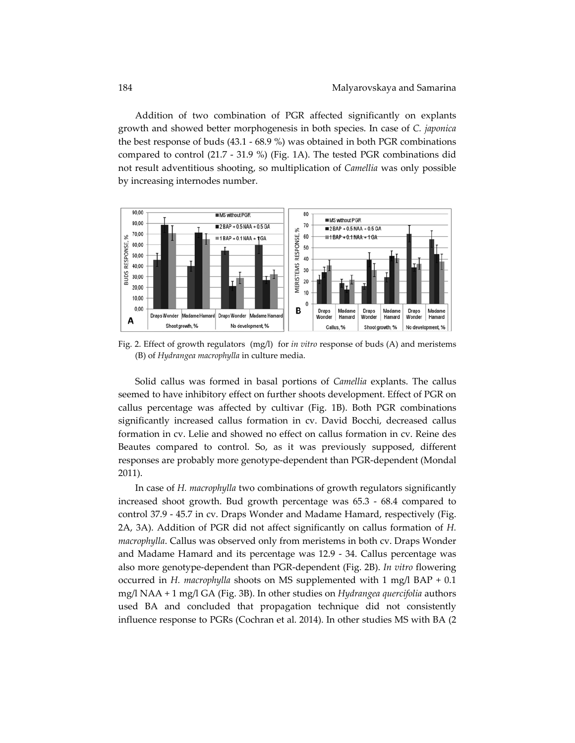Addition of two combination of PGR affected significantly on explants growth and showed better morphogenesis in both species. In case of *C. japonica* the best response of buds (43.1 - 68.9 %) was obtained in both PGR combinations compared to control (21.7 - 31.9 %) (Fig. 1A). The tested PGR combinations did not result adventitious shooting, so multiplication of *Camellia* was only possible by increasing internodes number.

Fig. 2. Effect of growth regulators (mg/l) for *in vitro* response of buds (A) and meristems (B) of *Hydrangea macrophylla* in culture media.

Solid callus was formed in basal portions of *Camellia* explants. The callus seemed to have inhibitory effect on further shoots development. Effect of PGR on callus percentage was affected by cultivar (Fig. 1B). Both PGR combinations significantly increased callus formation in cv. David Bocchi, decreased callus formation in cv. Lelie and showed no effect on callus formation in cv. Reine des Beautes compared to control. So, as it was previously supposed, different responses are probably more genotype-dependent than PGR-dependent (Mondal 2011).

In case of *H. macrophylla* two combinations of growth regulators significantly increased shoot growth. Bud growth percentage was 65.3 - 68.4 compared to control 37.9 - 45.7 in cv. Draps Wonder and Madame Hamard, respectively (Fig. 2A, 3A). Addition of PGR did not affect significantly on callus formation of *H. macrophylla*. Callus was observed only from meristems in both cv. Draps Wonder and Madame Hamard and its percentage was 12.9 - 34. Callus percentage was also more genotype-dependent than PGR-dependent (Fig. 2B). *In vitro* flowering occurred in *H. macrophylla* shoots on MS supplemented with 1 mg/l BAP + 0.1 mg/l NAA + 1 mg/l GA (Fig. 3B). In other studies on *Hydrangea quercifolia* authors used BA and concluded that propagation technique did not consistently influence response to PGRs (Cochran et al. 2014). In other studies MS with BA (2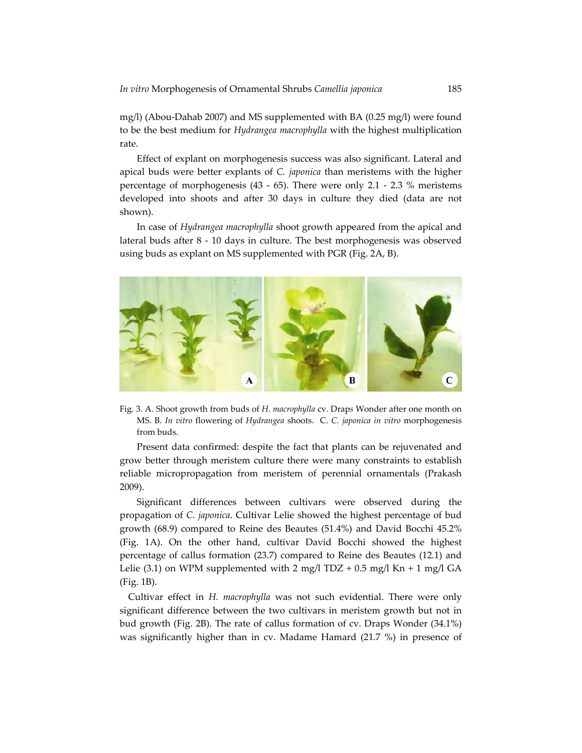mg/l) (Abou-Dahab 2007) and MS supplemented with BA (0.25 mg/l) were found to be the best medium for *Hydrangea macrophylla* with the highest multiplication rate.

Effect of explant on morphogenesis success was also significant. Lateral and apical buds were better explants of *C. japonica* than meristems with the higher percentage of morphogenesis (43 - 65). There were only 2.1 - 2.3 % meristems developed into shoots and after 30 days in culture they died (data are not shown).

In case of *Hydrangea macrophylla* shoot growth appeared from the apical and lateral buds after 8 - 10 days in culture. The best morphogenesis was observed using buds as explant on MS supplemented with PGR (Fig. 2A, B).

Fig. 3. A. Shoot growth from buds of *H. macrophylla* cv. Draps Wonder after one month on MS. B. *In vitro* flowering of *Hydrangea* shoots. C. *C. japonica in vitro* morphogenesis from buds.

Present data confirmed: despite the fact that plants can be rejuvenated and grow better through meristem culture there were many constraints to establish reliable micropropagation from meristem of perennial ornamentals (Prakash 2009).

Significant differences between cultivars were observed during the propagation of *C. japonica*. Cultivar Lelie showed the highest percentage of bud growth (68.9) compared to Reine des Beautes (51.4%) and David Bocchi 45.2% (Fig. 1A). On the other hand, cultivar David Bocchi showed the highest percentage of callus formation (23.7) compared to Reine des Beautes (12.1) and Lelie (3.1) on WPM supplemented with 2 mg/l TDZ + 0.5 mg/l Kn + 1 mg/l GA (Fig. 1B).

Cultivar effect in *H. macrophylla* was not such evidential. There were only significant difference between the two cultivars in meristem growth but not in bud growth (Fig. 2B). The rate of callus formation of cv. Draps Wonder (34.1%) was significantly higher than in cv. Madame Hamard (21.7 %) in presence of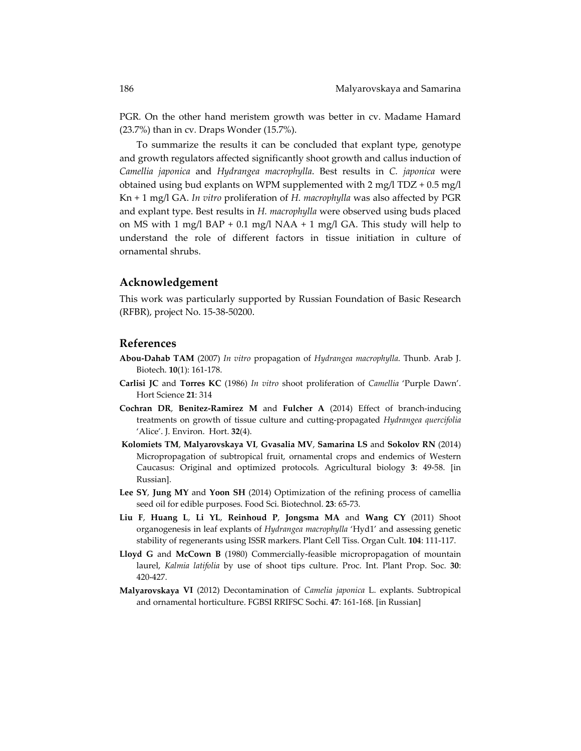PGR. On the other hand meristem growth was better in cv. Madame Hamard (23.7%) than in cv. Draps Wonder (15.7%).

To summarize the results it can be concluded that explant type, genotype and growth regulators affected significantly shoot growth and callus induction of *Camellia japonica* and *Hydrangea macrophylla*. Best results in *C. japonica* were obtained using bud explants on WPM supplemented with 2 mg/l TDZ + 0.5 mg/l Kn + 1 mg/l GA. *In vitro* proliferation of *H. macrophylla* was also affected by PGR and explant type. Best results in *H. macrophylla* were observed using buds placed on MS with 1 mg/l BAP + 0.1 mg/l NAA + 1 mg/l GA. This study will help to understand the role of different factors in tissue initiation in culture of ornamental shrubs.

## Acknowledgement

This work was particularly supported by Russian Foundation of Basic Research (RFBR), project No. 15-38-50200.

## References

**Abou-Dahab TAM** (2007) *In vitro* propagation of *Hydrangea macrophylla*. Thunb. Arab J. Biotech. **10**(1): 161-178.

**Carlisi JC** and **Torres KC** (1986) *In vitro* shoot proliferation of *Camellia* 'Purple Dawn'. Hort Science **21**: 314

**Cochran DR**, **Benitez-Ramirez M** and **Fulcher A** (2014) Effect of branch-inducing treatments on growth of tissue culture and cutting-propagated *Hydrangea quercifolia* 'Alice'. J. Environ. Hort. **32**(4).

**Kolomiets TM**, **Malyarovskaya VI**, **Gvasalia MV**, **Samarina LS** and **Sokolov RN** (2014) Micropropagation of subtropical fruit, ornamental crops and endemics of Western Caucasus: Original and optimized protocols. Agricultural biology **3**: 49-58. [in Russian].

**Lee SY**, **Jung MY** and **Yoon SH** (2014) Optimization of the refining process of camellia seed oil for edible purposes. Food Sci. Biotechnol. **23**: 65-73.

**Liu F**, **Huang L**, **Li YL**, **Reinhoud P**, **Jongsma MA** and **Wang CY** (2011) Shoot organogenesis in leaf explants of *Hydrangea macrophylla* 'Hyd1' and assessing genetic stability of regenerants using ISSR markers. Plant Cell Tiss. Organ Cult. **104**: 111-117.

**Lloyd G** and **McCown B** (1980) Commercially-feasible micropropagation of mountain laurel, *Kalmia latifolia* by use of shoot tips culture. Proc. Int. Plant Prop. Soc. **30**: 420-427.

**Malyarovskaya VI** (2012) Decontamination of *Camelia japonica* L. explants. Subtropical and ornamental horticulture. FGBSI RRIFSC Sochi. **47**: 161-168. [in Russian]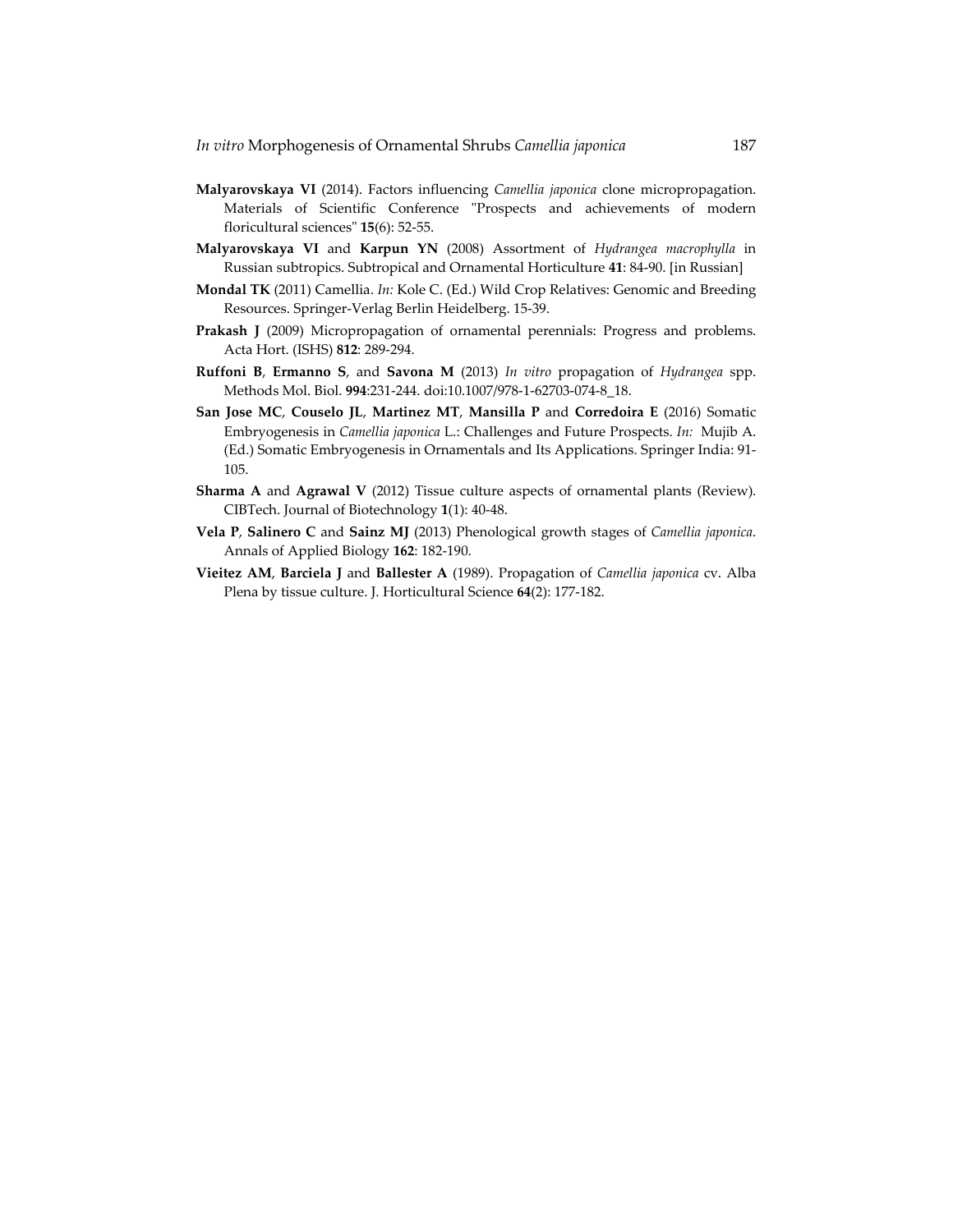**Malyarovskaya VI** (2014). Factors influencing *Camellia japonica* clone micropropagation. Materials of Scientific Conference "Prospects and achievements of modern floricultural sciences" **15**(6): 52-55.

**Malyarovskaya VI** and **Karpun YN** (2008) Assortment of *Hydrangea macrophylla* in Russian subtropics. Subtropical and Ornamental Horticulture **41**: 84-90. [in Russian]

**Mondal TK** (2011) Camellia. *In:* Kole C. (Ed.) Wild Crop Relatives: Genomic and Breeding Resources. Springer-Verlag Berlin Heidelberg. 15-39.

**Prakash J** (2009) Micropropagation of ornamental perennials: Progress and problems. Acta Hort. (ISHS) **812**: 289-294.

**Ruffoni B**, **Ermanno S**, and **Savona M** (2013) *In vitro* propagation of *Hydrangea* spp. Methods Mol. Biol. **994**:231-244. doi:10.1007/978-1-62703-074-8_18.

**San Jose MC**, **Couselo JL**, **Martinez MT**, **Mansilla P** and **Corredoira E** (2016) Somatic Embryogenesis in *Camellia japonica* L.: Challenges and Future Prospects. *In:* Mujib A. (Ed.) Somatic Embryogenesis in Ornamentals and Its Applications. Springer India: 91-105.

**Sharma A** and **Agrawal V** (2012) Tissue culture aspects of ornamental plants (Review). CIBTech. Journal of Biotechnology **1**(1): 40-48.

**Vela P**, **Salinero C** and **Sainz MJ** (2013) Phenological growth stages of *Camellia japonica*. Annals of Applied Biology **162**: 182-190.

**Vieitez AM**, **Barciela J** and **Ballester A** (1989). Propagation of *Camellia japonica* cv. Alba Plena by tissue culture. J. Horticultural Science **64**(2): 177-182.